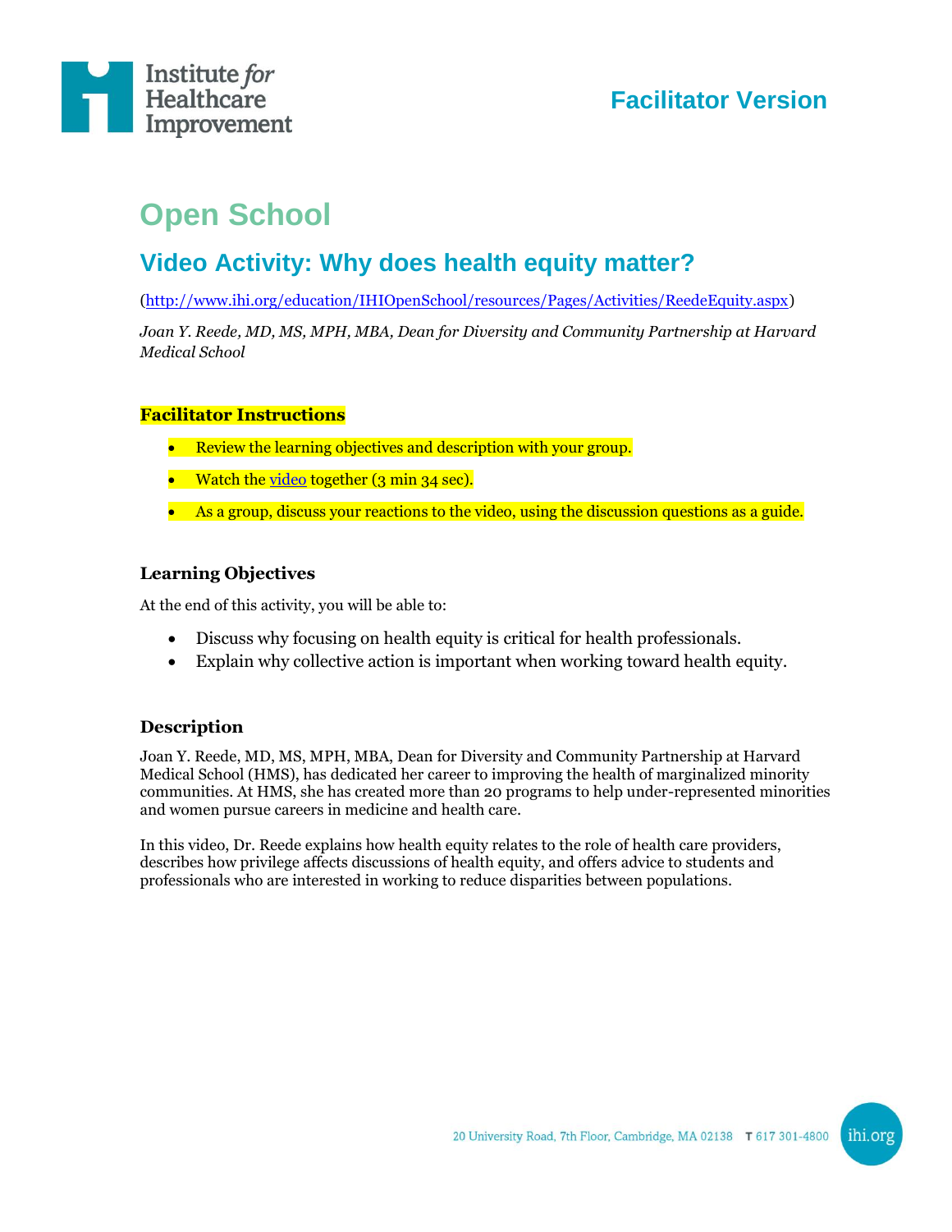Facilitator Version

# Open School

## Video Activity: Why does health equity matter?

(http://www.ihi.org/education/IHIOpenSchool/resources/Pages/Activities/ReedeEquity.aspx)

*Joan Y. Reede, MD, MS, MPH, MBA, Dean for Diversity and Community Partnership at Harvard Medical School*

### Facilitator Instructions

- Review the learning objectives and description with your group.
- Watch the video together (3 min 34 sec).
- As a group, discuss your reactions to the video, using the discussion questions as a guide.

### Learning Objectives

At the end of this activity, you will be able to:

- Discuss why focusing on health equity is critical for health professionals.
- Explain why collective action is important when working toward health equity.

### Description

Joan Y. Reede, MD, MS, MPH, MBA, Dean for Diversity and Community Partnership at Harvard Medical School (HMS), has dedicated her career to improving the health of marginalized minority communities. At HMS, she has created more than 20 programs to help under-represented minorities and women pursue careers in medicine and health care.

In this video, Dr. Reede explains how health equity relates to the role of health care providers, describes how privilege affects discussions of health equity, and offers advice to students and professionals who are interested in working to reduce disparities between populations.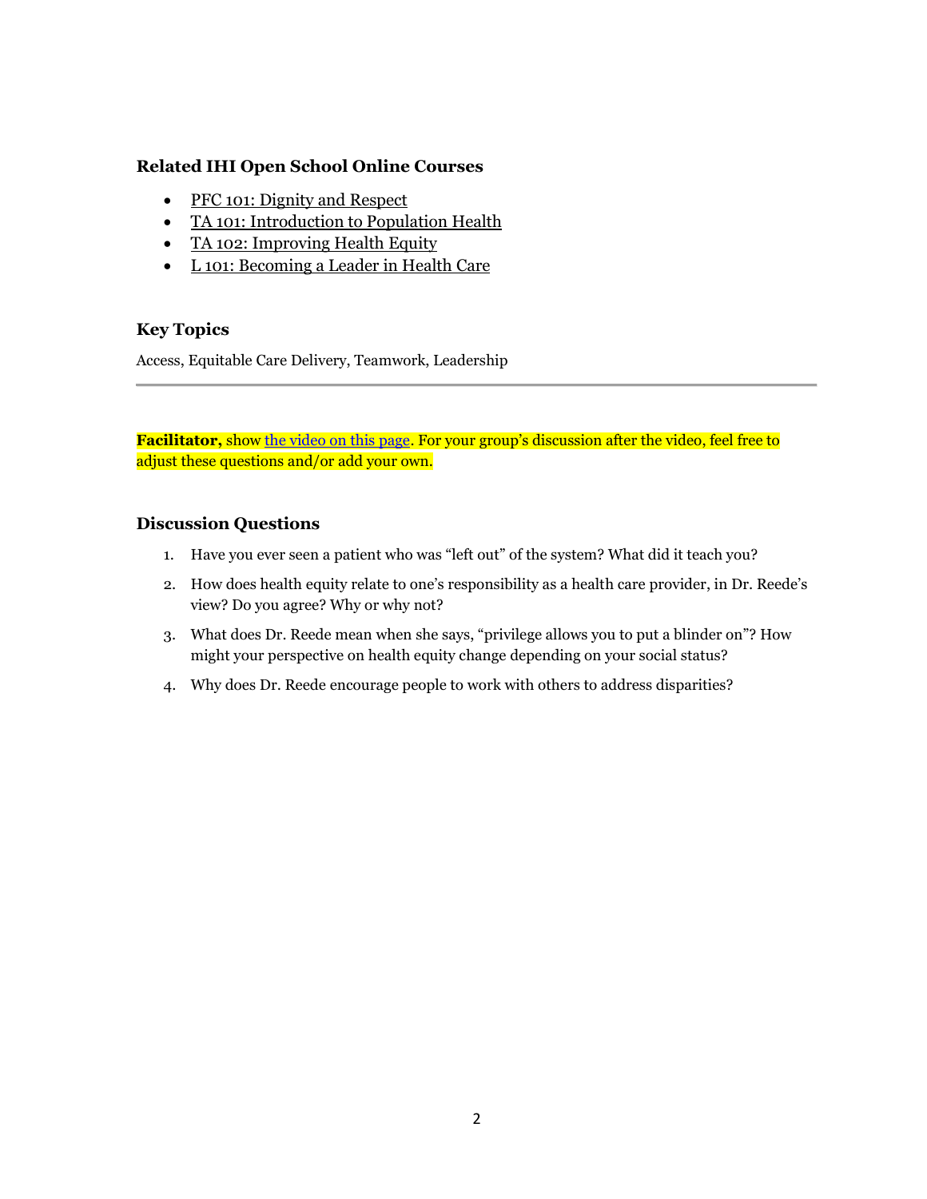### Related IHI Open School Online Courses

- PFC 101: Dignity and Respect
- TA 101: Introduction to Population Health
- TA 102: Improving Health Equity
- L 101: Becoming a Leader in Health Care

### Key Topics

Access, Equitable Care Delivery, Teamwork, Leadership

---

**Facilitator,** show the video on this page. For your group's discussion after the video, feel free to adjust these questions and/or add your own.

### Discussion Questions

1. Have you ever seen a patient who was "left out" of the system? What did it teach you?
2. How does health equity relate to one's responsibility as a health care provider, in Dr. Reede's view? Do you agree? Why or why not?
3. What does Dr. Reede mean when she says, "privilege allows you to put a blinder on"? How might your perspective on health equity change depending on your social status?
4. Why does Dr. Reede encourage people to work with others to address disparities?